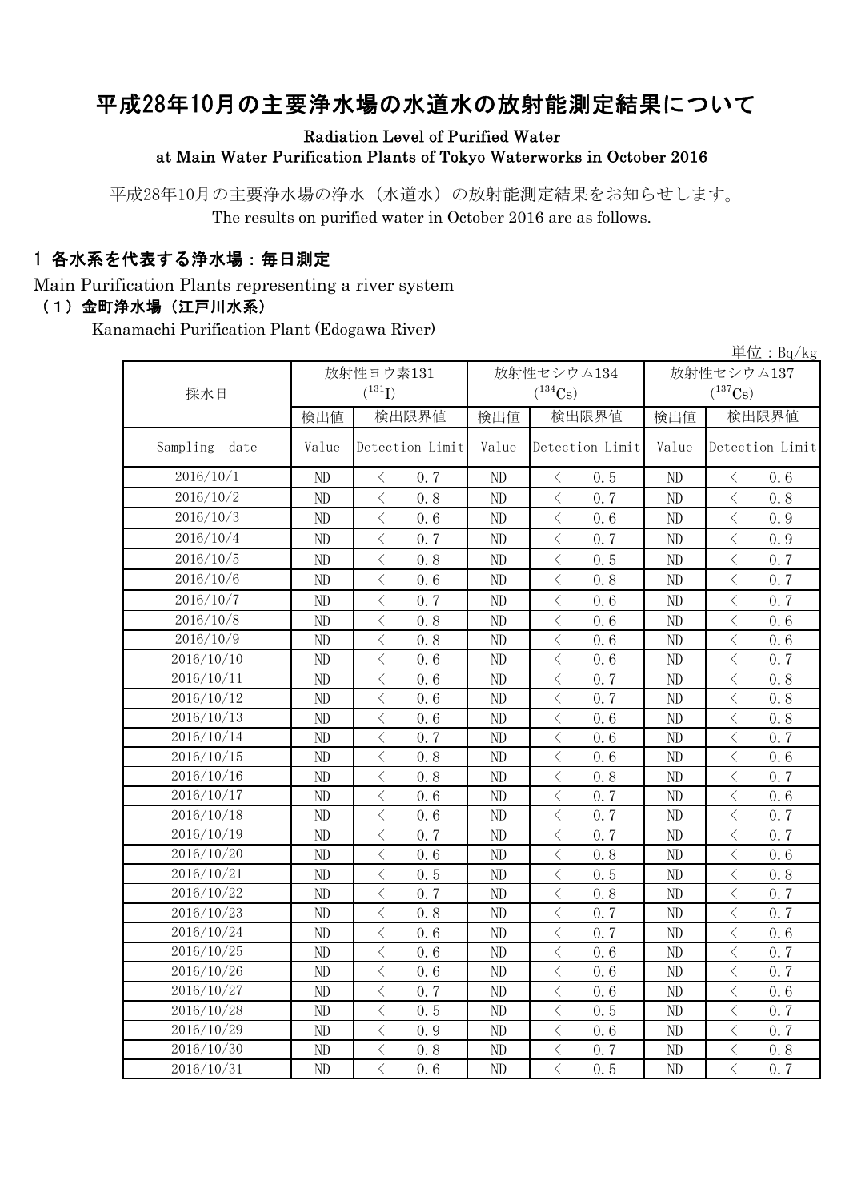# 平成28年10月の主要浄水場の水道水の放射能測定結果について

Radiation Level of Purified Water at Main Water Purification Plants of Tokyo Waterworks in October 2016

平成28年10月の主要浄水場の浄水（水道水）の放射能測定結果をお知らせします。
The results on purified water in October 2016 are as follows.

## 1 各水系を代表する浄水場：毎日測定

Main Purification Plants representing a river system

### （1）金町浄水場（江戸川水系）

Kanamachi Purification Plant (Edogawa River)

単位：Bq/kg

| 採水日 | 放射性ヨウ素131 ($^{131}I$) | | 放射性セシウム134 ($^{134}Cs$) | | 放射性セシウム137 ($^{137}Cs$) | |
|---|---|---|---|---|---|---|
| | 検出値 | 検出限界値 | 検出値 | 検出限界値 | 検出値 | 検出限界値 |
| Sampling date | Value | Detection Limit | Value | Detection Limit | Value | Detection Limit |
| 2016/10/1 | ND | < 0.7 | ND | < 0.5 | ND | < 0.6 |
| 2016/10/2 | ND | < 0.8 | ND | < 0.7 | ND | < 0.8 |
| 2016/10/3 | ND | < 0.6 | ND | < 0.6 | ND | < 0.9 |
| 2016/10/4 | ND | < 0.7 | ND | < 0.7 | ND | < 0.9 |
| 2016/10/5 | ND | < 0.8 | ND | < 0.5 | ND | < 0.7 |
| 2016/10/6 | ND | < 0.6 | ND | < 0.8 | ND | < 0.7 |
| 2016/10/7 | ND | < 0.7 | ND | < 0.6 | ND | < 0.7 |
| 2016/10/8 | ND | < 0.8 | ND | < 0.6 | ND | < 0.6 |
| 2016/10/9 | ND | < 0.8 | ND | < 0.6 | ND | < 0.6 |
| 2016/10/10 | ND | < 0.6 | ND | < 0.6 | ND | < 0.7 |
| 2016/10/11 | ND | < 0.6 | ND | < 0.7 | ND | < 0.8 |
| 2016/10/12 | ND | < 0.6 | ND | < 0.7 | ND | < 0.8 |
| 2016/10/13 | ND | < 0.6 | ND | < 0.6 | ND | < 0.8 |
| 2016/10/14 | ND | < 0.7 | ND | < 0.6 | ND | < 0.7 |
| 2016/10/15 | ND | < 0.8 | ND | < 0.6 | ND | < 0.6 |
| 2016/10/16 | ND | < 0.8 | ND | < 0.8 | ND | < 0.7 |
| 2016/10/17 | ND | < 0.6 | ND | < 0.7 | ND | < 0.6 |
| 2016/10/18 | ND | < 0.6 | ND | < 0.7 | ND | < 0.7 |
| 2016/10/19 | ND | < 0.7 | ND | < 0.7 | ND | < 0.7 |
| 2016/10/20 | ND | < 0.6 | ND | < 0.8 | ND | < 0.6 |
| 2016/10/21 | ND | < 0.5 | ND | < 0.5 | ND | < 0.8 |
| 2016/10/22 | ND | < 0.7 | ND | < 0.8 | ND | < 0.7 |
| 2016/10/23 | ND | < 0.8 | ND | < 0.7 | ND | < 0.7 |
| 2016/10/24 | ND | < 0.6 | ND | < 0.7 | ND | < 0.6 |
| 2016/10/25 | ND | < 0.6 | ND | < 0.6 | ND | < 0.7 |
| 2016/10/26 | ND | < 0.6 | ND | < 0.6 | ND | < 0.7 |
| 2016/10/27 | ND | < 0.7 | ND | < 0.6 | ND | < 0.6 |
| 2016/10/28 | ND | < 0.5 | ND | < 0.5 | ND | < 0.7 |
| 2016/10/29 | ND | < 0.9 | ND | < 0.6 | ND | < 0.7 |
| 2016/10/30 | ND | < 0.8 | ND | < 0.7 | ND | < 0.8 |
| 2016/10/31 | ND | < 0.6 | ND | < 0.5 | ND | < 0.7 |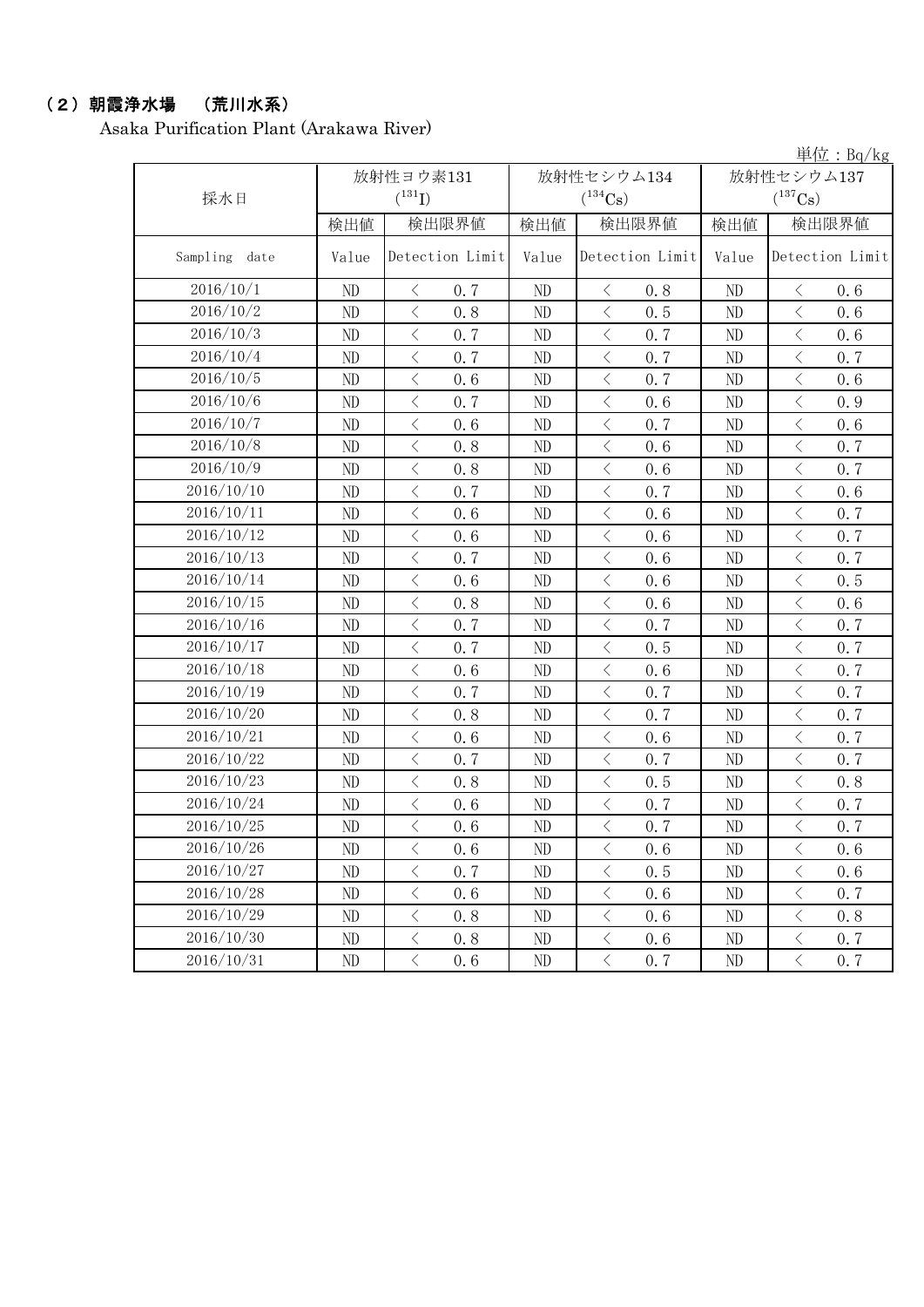## （2）朝霞浄水場　（荒川水系）

Asaka Purification Plant (Arakawa River)

単位：Bq/kg

| 採水日 | 放射性ヨウ素131 ($^{131}I$) | | 放射性セシウム134 ($^{134}Cs$) | | 放射性セシウム137 ($^{137}Cs$) | |
|---|---|---|---|---|---|---|
| | 検出値 | 検出限界値 | 検出値 | 検出限界値 | 検出値 | 検出限界値 |
| Sampling date | Value | Detection Limit | Value | Detection Limit | Value | Detection Limit |
| 2016/10/1 | ND | ＜ 0.7 | ND | ＜ 0.8 | ND | ＜ 0.6 |
| 2016/10/2 | ND | ＜ 0.8 | ND | ＜ 0.5 | ND | ＜ 0.6 |
| 2016/10/3 | ND | ＜ 0.7 | ND | ＜ 0.7 | ND | ＜ 0.6 |
| 2016/10/4 | ND | ＜ 0.7 | ND | ＜ 0.7 | ND | ＜ 0.7 |
| 2016/10/5 | ND | ＜ 0.6 | ND | ＜ 0.7 | ND | ＜ 0.6 |
| 2016/10/6 | ND | ＜ 0.7 | ND | ＜ 0.6 | ND | ＜ 0.9 |
| 2016/10/7 | ND | ＜ 0.6 | ND | ＜ 0.7 | ND | ＜ 0.6 |
| 2016/10/8 | ND | ＜ 0.8 | ND | ＜ 0.6 | ND | ＜ 0.7 |
| 2016/10/9 | ND | ＜ 0.8 | ND | ＜ 0.6 | ND | ＜ 0.7 |
| 2016/10/10 | ND | ＜ 0.7 | ND | ＜ 0.7 | ND | ＜ 0.6 |
| 2016/10/11 | ND | ＜ 0.6 | ND | ＜ 0.6 | ND | ＜ 0.7 |
| 2016/10/12 | ND | ＜ 0.6 | ND | ＜ 0.6 | ND | ＜ 0.7 |
| 2016/10/13 | ND | ＜ 0.7 | ND | ＜ 0.6 | ND | ＜ 0.7 |
| 2016/10/14 | ND | ＜ 0.6 | ND | ＜ 0.6 | ND | ＜ 0.5 |
| 2016/10/15 | ND | ＜ 0.8 | ND | ＜ 0.6 | ND | ＜ 0.6 |
| 2016/10/16 | ND | ＜ 0.7 | ND | ＜ 0.7 | ND | ＜ 0.7 |
| 2016/10/17 | ND | ＜ 0.7 | ND | ＜ 0.5 | ND | ＜ 0.7 |
| 2016/10/18 | ND | ＜ 0.6 | ND | ＜ 0.6 | ND | ＜ 0.7 |
| 2016/10/19 | ND | ＜ 0.7 | ND | ＜ 0.7 | ND | ＜ 0.7 |
| 2016/10/20 | ND | ＜ 0.8 | ND | ＜ 0.7 | ND | ＜ 0.7 |
| 2016/10/21 | ND | ＜ 0.6 | ND | ＜ 0.6 | ND | ＜ 0.7 |
| 2016/10/22 | ND | ＜ 0.7 | ND | ＜ 0.7 | ND | ＜ 0.7 |
| 2016/10/23 | ND | ＜ 0.8 | ND | ＜ 0.5 | ND | ＜ 0.8 |
| 2016/10/24 | ND | ＜ 0.6 | ND | ＜ 0.7 | ND | ＜ 0.7 |
| 2016/10/25 | ND | ＜ 0.6 | ND | ＜ 0.7 | ND | ＜ 0.7 |
| 2016/10/26 | ND | ＜ 0.6 | ND | ＜ 0.6 | ND | ＜ 0.6 |
| 2016/10/27 | ND | ＜ 0.7 | ND | ＜ 0.5 | ND | ＜ 0.6 |
| 2016/10/28 | ND | ＜ 0.6 | ND | ＜ 0.6 | ND | ＜ 0.7 |
| 2016/10/29 | ND | ＜ 0.8 | ND | ＜ 0.6 | ND | ＜ 0.8 |
| 2016/10/30 | ND | ＜ 0.8 | ND | ＜ 0.6 | ND | ＜ 0.7 |
| 2016/10/31 | ND | ＜ 0.6 | ND | ＜ 0.7 | ND | ＜ 0.7 |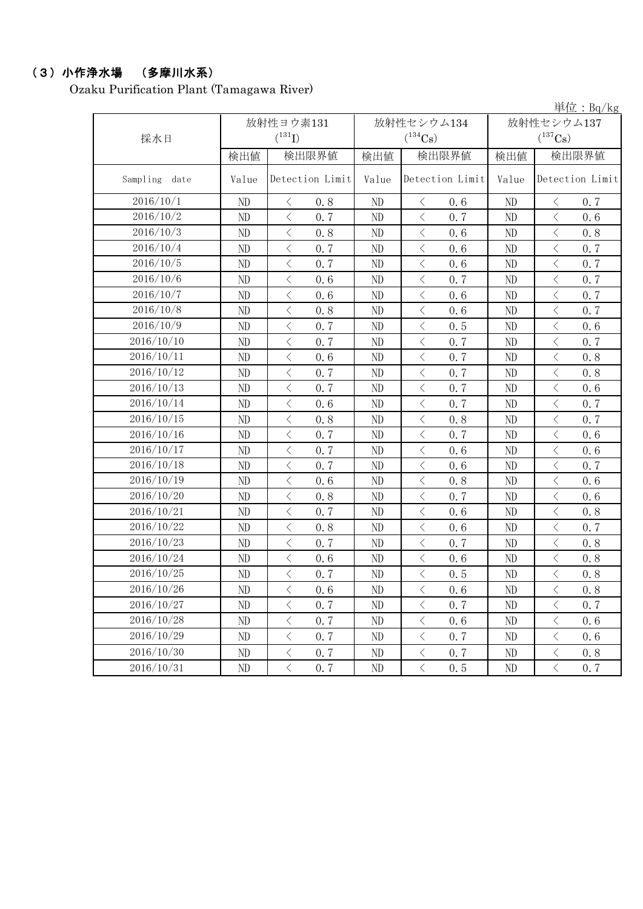## （３）小作浄水場　（多摩川水系）

Ozaku Purification Plant (Tamagawa River)

単位：Bq/kg

| 採水日 | 放射性ヨウ素131 ($^{131}I$) | | 放射性セシウム134 ($^{134}Cs$) | | 放射性セシウム137 ($^{137}Cs$) | |
|---|---|---|---|---|---|---|
| | 検出値 | 検出限界値 | 検出値 | 検出限界値 | 検出値 | 検出限界値 |
| Sampling date | Value | Detection Limit | Value | Detection Limit | Value | Detection Limit |
| 2016/10/1 | ND | ＜ 0.8 | ND | ＜ 0.6 | ND | ＜ 0.7 |
| 2016/10/2 | ND | ＜ 0.7 | ND | ＜ 0.7 | ND | ＜ 0.6 |
| 2016/10/3 | ND | ＜ 0.8 | ND | ＜ 0.6 | ND | ＜ 0.8 |
| 2016/10/4 | ND | ＜ 0.7 | ND | ＜ 0.6 | ND | ＜ 0.7 |
| 2016/10/5 | ND | ＜ 0.7 | ND | ＜ 0.6 | ND | ＜ 0.7 |
| 2016/10/6 | ND | ＜ 0.6 | ND | ＜ 0.7 | ND | ＜ 0.7 |
| 2016/10/7 | ND | ＜ 0.6 | ND | ＜ 0.6 | ND | ＜ 0.7 |
| 2016/10/8 | ND | ＜ 0.8 | ND | ＜ 0.6 | ND | ＜ 0.7 |
| 2016/10/9 | ND | ＜ 0.7 | ND | ＜ 0.5 | ND | ＜ 0.6 |
| 2016/10/10 | ND | ＜ 0.7 | ND | ＜ 0.7 | ND | ＜ 0.7 |
| 2016/10/11 | ND | ＜ 0.6 | ND | ＜ 0.7 | ND | ＜ 0.8 |
| 2016/10/12 | ND | ＜ 0.7 | ND | ＜ 0.7 | ND | ＜ 0.8 |
| 2016/10/13 | ND | ＜ 0.7 | ND | ＜ 0.7 | ND | ＜ 0.6 |
| 2016/10/14 | ND | ＜ 0.6 | ND | ＜ 0.7 | ND | ＜ 0.7 |
| 2016/10/15 | ND | ＜ 0.8 | ND | ＜ 0.8 | ND | ＜ 0.7 |
| 2016/10/16 | ND | ＜ 0.7 | ND | ＜ 0.7 | ND | ＜ 0.6 |
| 2016/10/17 | ND | ＜ 0.7 | ND | ＜ 0.6 | ND | ＜ 0.6 |
| 2016/10/18 | ND | ＜ 0.7 | ND | ＜ 0.6 | ND | ＜ 0.7 |
| 2016/10/19 | ND | ＜ 0.6 | ND | ＜ 0.8 | ND | ＜ 0.6 |
| 2016/10/20 | ND | ＜ 0.8 | ND | ＜ 0.7 | ND | ＜ 0.6 |
| 2016/10/21 | ND | ＜ 0.7 | ND | ＜ 0.6 | ND | ＜ 0.8 |
| 2016/10/22 | ND | ＜ 0.8 | ND | ＜ 0.6 | ND | ＜ 0.7 |
| 2016/10/23 | ND | ＜ 0.7 | ND | ＜ 0.7 | ND | ＜ 0.8 |
| 2016/10/24 | ND | ＜ 0.6 | ND | ＜ 0.6 | ND | ＜ 0.8 |
| 2016/10/25 | ND | ＜ 0.7 | ND | ＜ 0.5 | ND | ＜ 0.8 |
| 2016/10/26 | ND | ＜ 0.6 | ND | ＜ 0.6 | ND | ＜ 0.8 |
| 2016/10/27 | ND | ＜ 0.7 | ND | ＜ 0.7 | ND | ＜ 0.7 |
| 2016/10/28 | ND | ＜ 0.7 | ND | ＜ 0.6 | ND | ＜ 0.6 |
| 2016/10/29 | ND | ＜ 0.7 | ND | ＜ 0.7 | ND | ＜ 0.6 |
| 2016/10/30 | ND | ＜ 0.7 | ND | ＜ 0.7 | ND | ＜ 0.8 |
| 2016/10/31 | ND | ＜ 0.7 | ND | ＜ 0.5 | ND | ＜ 0.7 |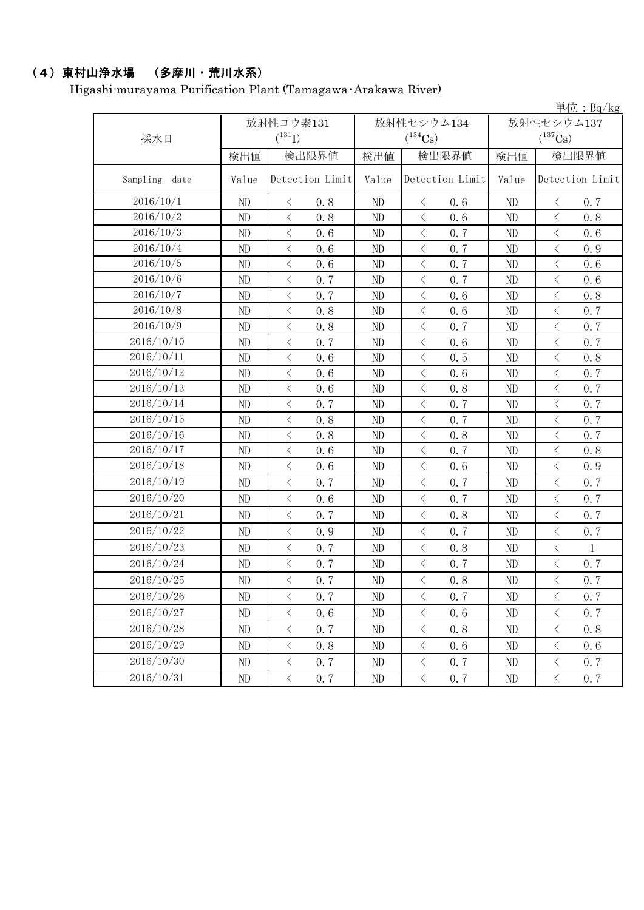## （4）東村山浄水場　（多摩川・荒川水系）

Higashi-murayama Purification Plant (Tamagawa･Arakawa River)

単位：Bq/kg

| 採水日 | 放射性ヨウ素131 ($^{131}$I) | | 放射性セシウム134 ($^{134}$Cs) | | 放射性セシウム137 ($^{137}$Cs) | |
|---|---|---|---|---|---|---|
| | 検出値 | 検出限界値 | 検出値 | 検出限界値 | 検出値 | 検出限界値 |
| Sampling date | Value | Detection Limit | Value | Detection Limit | Value | Detection Limit |
| 2016/10/1 | ND | ＜ 0.8 | ND | ＜ 0.6 | ND | ＜ 0.7 |
| 2016/10/2 | ND | ＜ 0.8 | ND | ＜ 0.6 | ND | ＜ 0.8 |
| 2016/10/3 | ND | ＜ 0.6 | ND | ＜ 0.7 | ND | ＜ 0.6 |
| 2016/10/4 | ND | ＜ 0.6 | ND | ＜ 0.7 | ND | ＜ 0.9 |
| 2016/10/5 | ND | ＜ 0.6 | ND | ＜ 0.7 | ND | ＜ 0.6 |
| 2016/10/6 | ND | ＜ 0.7 | ND | ＜ 0.7 | ND | ＜ 0.6 |
| 2016/10/7 | ND | ＜ 0.7 | ND | ＜ 0.6 | ND | ＜ 0.8 |
| 2016/10/8 | ND | ＜ 0.8 | ND | ＜ 0.6 | ND | ＜ 0.7 |
| 2016/10/9 | ND | ＜ 0.8 | ND | ＜ 0.7 | ND | ＜ 0.7 |
| 2016/10/10 | ND | ＜ 0.7 | ND | ＜ 0.6 | ND | ＜ 0.7 |
| 2016/10/11 | ND | ＜ 0.6 | ND | ＜ 0.5 | ND | ＜ 0.8 |
| 2016/10/12 | ND | ＜ 0.6 | ND | ＜ 0.6 | ND | ＜ 0.7 |
| 2016/10/13 | ND | ＜ 0.6 | ND | ＜ 0.8 | ND | ＜ 0.7 |
| 2016/10/14 | ND | ＜ 0.7 | ND | ＜ 0.7 | ND | ＜ 0.7 |
| 2016/10/15 | ND | ＜ 0.8 | ND | ＜ 0.7 | ND | ＜ 0.7 |
| 2016/10/16 | ND | ＜ 0.8 | ND | ＜ 0.8 | ND | ＜ 0.7 |
| 2016/10/17 | ND | ＜ 0.6 | ND | ＜ 0.7 | ND | ＜ 0.8 |
| 2016/10/18 | ND | ＜ 0.6 | ND | ＜ 0.6 | ND | ＜ 0.9 |
| 2016/10/19 | ND | ＜ 0.7 | ND | ＜ 0.7 | ND | ＜ 0.7 |
| 2016/10/20 | ND | ＜ 0.6 | ND | ＜ 0.7 | ND | ＜ 0.7 |
| 2016/10/21 | ND | ＜ 0.7 | ND | ＜ 0.8 | ND | ＜ 0.7 |
| 2016/10/22 | ND | ＜ 0.9 | ND | ＜ 0.7 | ND | ＜ 0.7 |
| 2016/10/23 | ND | ＜ 0.7 | ND | ＜ 0.8 | ND | ＜ 1 |
| 2016/10/24 | ND | ＜ 0.7 | ND | ＜ 0.7 | ND | ＜ 0.7 |
| 2016/10/25 | ND | ＜ 0.7 | ND | ＜ 0.8 | ND | ＜ 0.7 |
| 2016/10/26 | ND | ＜ 0.7 | ND | ＜ 0.7 | ND | ＜ 0.7 |
| 2016/10/27 | ND | ＜ 0.6 | ND | ＜ 0.6 | ND | ＜ 0.7 |
| 2016/10/28 | ND | ＜ 0.7 | ND | ＜ 0.8 | ND | ＜ 0.8 |
| 2016/10/29 | ND | ＜ 0.8 | ND | ＜ 0.6 | ND | ＜ 0.6 |
| 2016/10/30 | ND | ＜ 0.7 | ND | ＜ 0.7 | ND | ＜ 0.7 |
| 2016/10/31 | ND | ＜ 0.7 | ND | ＜ 0.7 | ND | ＜ 0.7 |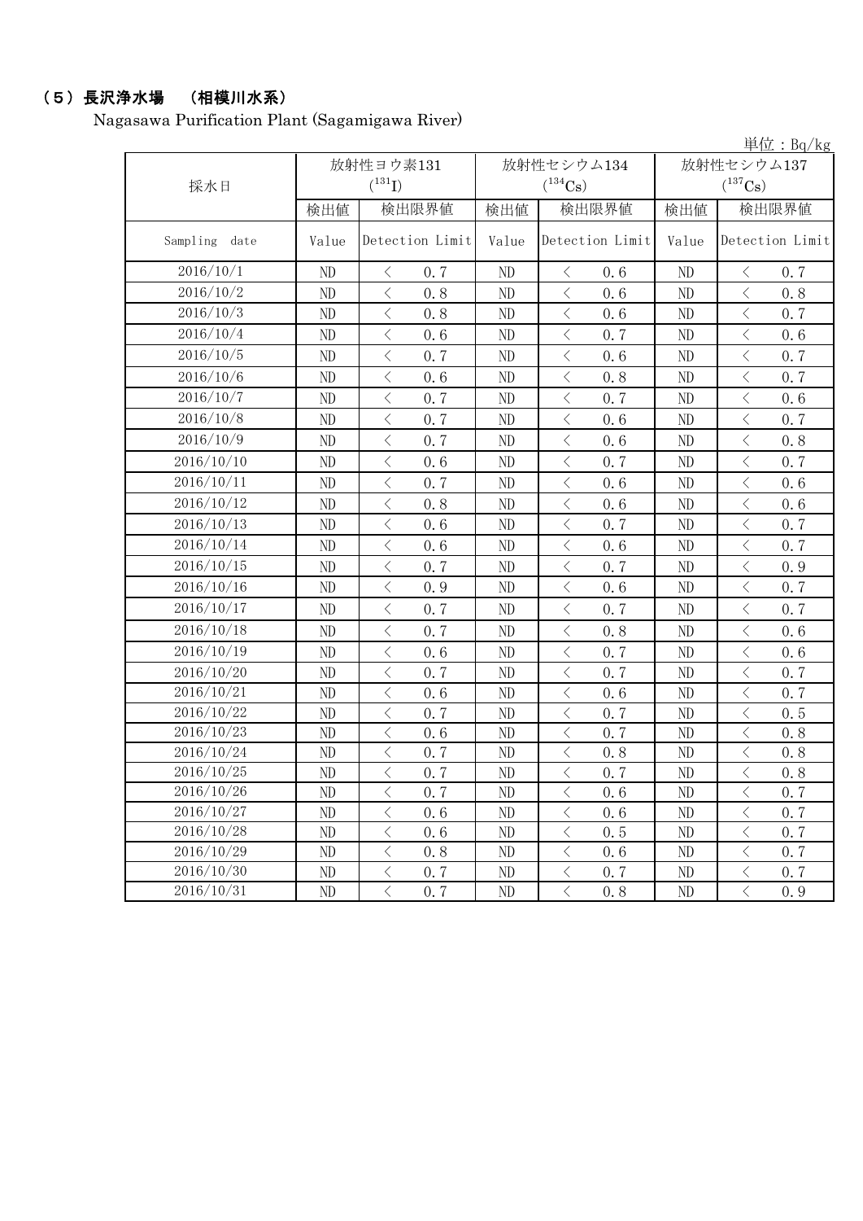## （5）長沢浄水場　（相模川水系）

Nagasawa Purification Plant (Sagamigawa River)

単位：Bq/kg

| 採水日 | 放射性ヨウ素131 ($^{131}I$) | | 放射性セシウム134 ($^{134}Cs$) | | 放射性セシウム137 ($^{137}Cs$) | |
|---|---|---|---|---|---|---|
| | 検出値 | 検出限界値 | 検出値 | 検出限界値 | 検出値 | 検出限界値 |
| Sampling date | Value | Detection Limit | Value | Detection Limit | Value | Detection Limit |
| 2016/10/1 | ND | ＜ 0.7 | ND | ＜ 0.6 | ND | ＜ 0.7 |
| 2016/10/2 | ND | ＜ 0.8 | ND | ＜ 0.6 | ND | ＜ 0.8 |
| 2016/10/3 | ND | ＜ 0.8 | ND | ＜ 0.6 | ND | ＜ 0.7 |
| 2016/10/4 | ND | ＜ 0.6 | ND | ＜ 0.7 | ND | ＜ 0.6 |
| 2016/10/5 | ND | ＜ 0.7 | ND | ＜ 0.6 | ND | ＜ 0.7 |
| 2016/10/6 | ND | ＜ 0.6 | ND | ＜ 0.8 | ND | ＜ 0.7 |
| 2016/10/7 | ND | ＜ 0.7 | ND | ＜ 0.7 | ND | ＜ 0.6 |
| 2016/10/8 | ND | ＜ 0.7 | ND | ＜ 0.6 | ND | ＜ 0.7 |
| 2016/10/9 | ND | ＜ 0.7 | ND | ＜ 0.6 | ND | ＜ 0.8 |
| 2016/10/10 | ND | ＜ 0.6 | ND | ＜ 0.7 | ND | ＜ 0.7 |
| 2016/10/11 | ND | ＜ 0.7 | ND | ＜ 0.6 | ND | ＜ 0.6 |
| 2016/10/12 | ND | ＜ 0.8 | ND | ＜ 0.6 | ND | ＜ 0.6 |
| 2016/10/13 | ND | ＜ 0.6 | ND | ＜ 0.7 | ND | ＜ 0.7 |
| 2016/10/14 | ND | ＜ 0.6 | ND | ＜ 0.6 | ND | ＜ 0.7 |
| 2016/10/15 | ND | ＜ 0.7 | ND | ＜ 0.7 | ND | ＜ 0.9 |
| 2016/10/16 | ND | ＜ 0.9 | ND | ＜ 0.6 | ND | ＜ 0.7 |
| 2016/10/17 | ND | ＜ 0.7 | ND | ＜ 0.7 | ND | ＜ 0.7 |
| 2016/10/18 | ND | ＜ 0.7 | ND | ＜ 0.8 | ND | ＜ 0.6 |
| 2016/10/19 | ND | ＜ 0.6 | ND | ＜ 0.7 | ND | ＜ 0.6 |
| 2016/10/20 | ND | ＜ 0.7 | ND | ＜ 0.7 | ND | ＜ 0.7 |
| 2016/10/21 | ND | ＜ 0.6 | ND | ＜ 0.6 | ND | ＜ 0.7 |
| 2016/10/22 | ND | ＜ 0.7 | ND | ＜ 0.7 | ND | ＜ 0.5 |
| 2016/10/23 | ND | ＜ 0.6 | ND | ＜ 0.7 | ND | ＜ 0.8 |
| 2016/10/24 | ND | ＜ 0.7 | ND | ＜ 0.8 | ND | ＜ 0.8 |
| 2016/10/25 | ND | ＜ 0.7 | ND | ＜ 0.7 | ND | ＜ 0.8 |
| 2016/10/26 | ND | ＜ 0.7 | ND | ＜ 0.6 | ND | ＜ 0.7 |
| 2016/10/27 | ND | ＜ 0.6 | ND | ＜ 0.6 | ND | ＜ 0.7 |
| 2016/10/28 | ND | ＜ 0.6 | ND | ＜ 0.5 | ND | ＜ 0.7 |
| 2016/10/29 | ND | ＜ 0.8 | ND | ＜ 0.6 | ND | ＜ 0.7 |
| 2016/10/30 | ND | ＜ 0.7 | ND | ＜ 0.7 | ND | ＜ 0.7 |
| 2016/10/31 | ND | ＜ 0.7 | ND | ＜ 0.8 | ND | ＜ 0.9 |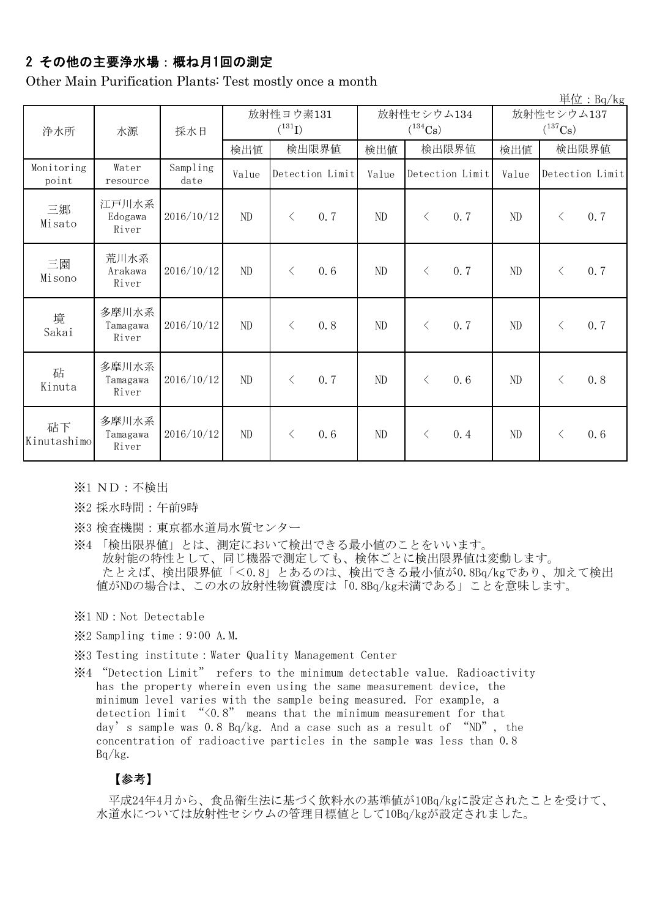## 2 その他の主要浄水場：概ね月1回の測定

Other Main Purification Plants: Test mostly once a month

単位：Bq/kg

| 浄水所 | 水源 | 採水日 | 放射性ヨウ素131 ($^{131}I$) | | 放射性セシウム134 ($^{134}Cs$) | | 放射性セシウム137 ($^{137}Cs$) | |
|---|---|---|---|---|---|---|---|---|
| | | | 検出値 | 検出限界値 | 検出値 | 検出限界値 | 検出値 | 検出限界値 |
| Monitoring point | Water resource | Sampling date | Value | Detection Limit | Value | Detection Limit | Value | Detection Limit |
| 三郷 Misato | 江戸川水系 Edogawa River | 2016/10/12 | ND | < 0.7 | ND | < 0.7 | ND | < 0.7 |
| 三園 Misono | 荒川水系 Arakawa River | 2016/10/12 | ND | < 0.6 | ND | < 0.7 | ND | < 0.7 |
| 境 Sakai | 多摩川水系 Tamagawa River | 2016/10/12 | ND | < 0.8 | ND | < 0.7 | ND | < 0.7 |
| 砧 Kinuta | 多摩川水系 Tamagawa River | 2016/10/12 | ND | < 0.7 | ND | < 0.6 | ND | < 0.8 |
| 砧下 Kinutashimo | 多摩川水系 Tamagawa River | 2016/10/12 | ND | < 0.6 | ND | < 0.4 | ND | < 0.6 |

※1 ＮＤ：不検出

※2 採水時間：午前9時

※3 検査機関：東京都水道局水質センター

※4 「検出限界値」とは、測定において検出できる最小値のことをいいます。
放射能の特性として、同じ機器で測定しても、検体ごとに検出限界値は変動します。
たとえば、検出限界値「<0.8」とあるのは、検出できる最小値が0.8Bq/kgであり、加えて検出値がNDの場合は、この水の放射性物質濃度は「0.8Bq/kg未満である」ことを意味します。

※1 ND：Not Detectable

※2 Sampling time：9:00 A.M.

※3 Testing institute：Water Quality Management Center

※4 "Detection Limit" refers to the minimum detectable value. Radioactivity has the property wherein even using the same measurement device, the minimum level varies with the sample being measured. For example, a detection limit "<0.8" means that the minimum measurement for that day's sample was 0.8 Bq/kg. And a case such as a result of "ND", the concentration of radioactive particles in the sample was less than 0.8 Bq/kg.

**【参考】**

平成24年4月から、食品衛生法に基づく飲料水の基準値が10Bq/kgに設定されたことを受けて、水道水については放射性セシウムの管理目標値として10Bq/kgが設定されました。